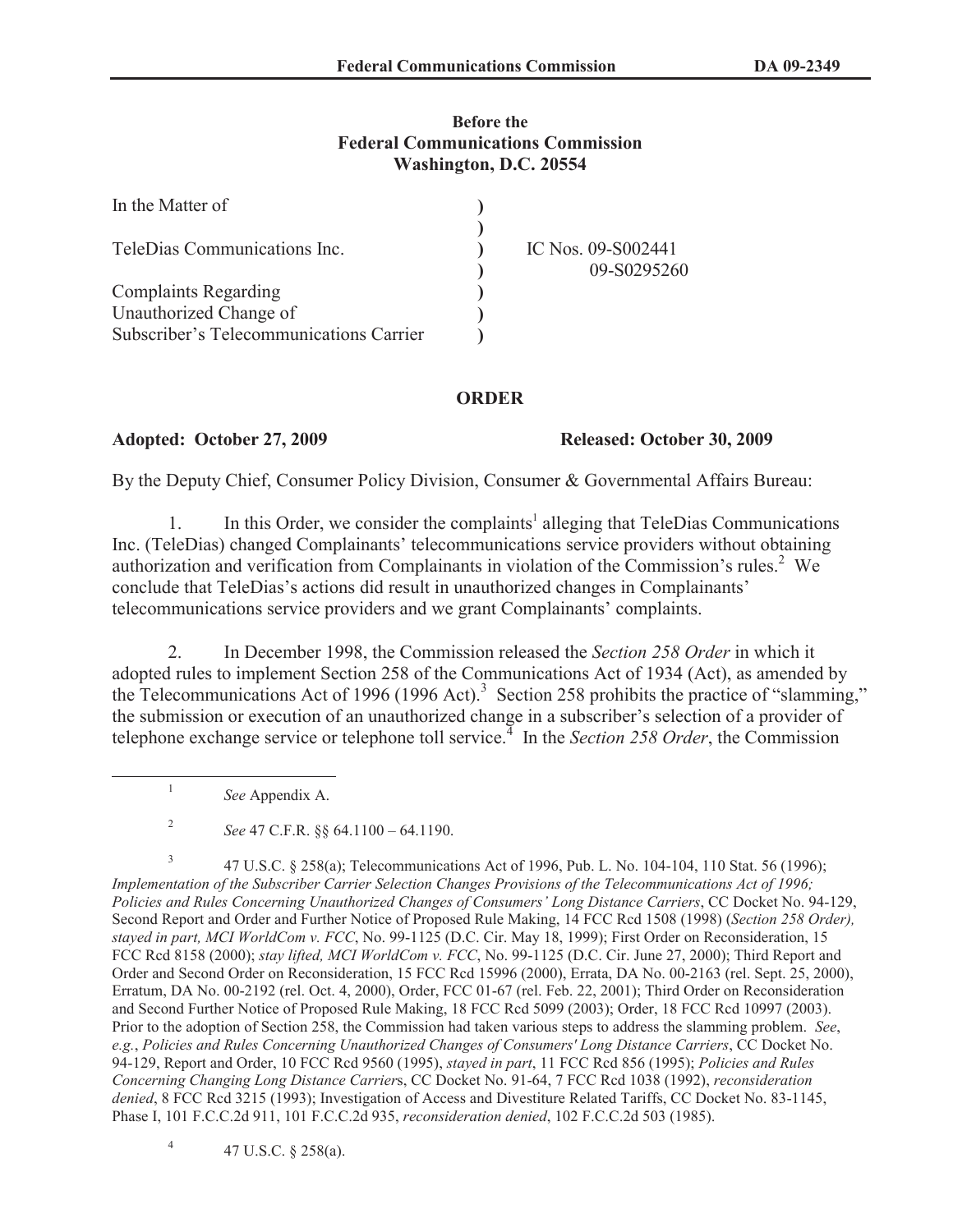**Before the**
**Federal Communications Commission**
**Washington, D.C. 20554**

| In the Matter of | ) | |
|---|---|---|
| | ) | |
| TeleDias Communications Inc. | ) | IC Nos. 09-S002441 |
| | ) | 09-S0295260 |
| Complaints Regarding | ) | |
| Unauthorized Change of | ) | |
| Subscriber's Telecommunications Carrier | ) | |

**ORDER**

**Adopted: October 27, 2009** **Released: October 30, 2009**

By the Deputy Chief, Consumer Policy Division, Consumer & Governmental Affairs Bureau:

1. In this Order, we consider the complaints[1] alleging that TeleDias Communications Inc. (TeleDias) changed Complainants' telecommunications service providers without obtaining authorization and verification from Complainants in violation of the Commission's rules.[2] We conclude that TeleDias's actions did result in unauthorized changes in Complainants' telecommunications service providers and we grant Complainants' complaints.

2. In December 1998, the Commission released the *Section 258 Order* in which it adopted rules to implement Section 258 of the Communications Act of 1934 (Act), as amended by the Telecommunications Act of 1996 (1996 Act).[3] Section 258 prohibits the practice of "slamming," the submission or execution of an unauthorized change in a subscriber's selection of a provider of telephone exchange service or telephone toll service.[4] In the *Section 258 Order*, the Commission

---

[1] *See* Appendix A.

[2] *See* 47 C.F.R. §§ 64.1100 – 64.1190.

[3] 47 U.S.C. § 258(a); Telecommunications Act of 1996, Pub. L. No. 104-104, 110 Stat. 56 (1996); *Implementation of the Subscriber Carrier Selection Changes Provisions of the Telecommunications Act of 1996; Policies and Rules Concerning Unauthorized Changes of Consumers' Long Distance Carriers*, CC Docket No. 94-129, Second Report and Order and Further Notice of Proposed Rule Making, 14 FCC Rcd 1508 (1998) (*Section 258 Order), stayed in part, MCI WorldCom v. FCC*, No. 99-1125 (D.C. Cir. May 18, 1999); First Order on Reconsideration, 15 FCC Rcd 8158 (2000); *stay lifted, MCI WorldCom v. FCC*, No. 99-1125 (D.C. Cir. June 27, 2000); Third Report and Order and Second Order on Reconsideration, 15 FCC Rcd 15996 (2000), Errata, DA No. 00-2163 (rel. Sept. 25, 2000), Erratum, DA No. 00-2192 (rel. Oct. 4, 2000), Order, FCC 01-67 (rel. Feb. 22, 2001); Third Order on Reconsideration and Second Further Notice of Proposed Rule Making, 18 FCC Rcd 5099 (2003); Order, 18 FCC Rcd 10997 (2003). Prior to the adoption of Section 258, the Commission had taken various steps to address the slamming problem. *See*, *e.g.*, *Policies and Rules Concerning Unauthorized Changes of Consumers' Long Distance Carriers*, CC Docket No. 94-129, Report and Order, 10 FCC Rcd 9560 (1995), *stayed in part*, 11 FCC Rcd 856 (1995); *Policies and Rules Concerning Changing Long Distance Carriers*, CC Docket No. 91-64, 7 FCC Rcd 1038 (1992), *reconsideration denied*, 8 FCC Rcd 3215 (1993); Investigation of Access and Divestiture Related Tariffs, CC Docket No. 83-1145, Phase I, 101 F.C.C.2d 911, 101 F.C.C.2d 935, *reconsideration denied*, 102 F.C.C.2d 503 (1985).

[4] 47 U.S.C. § 258(a).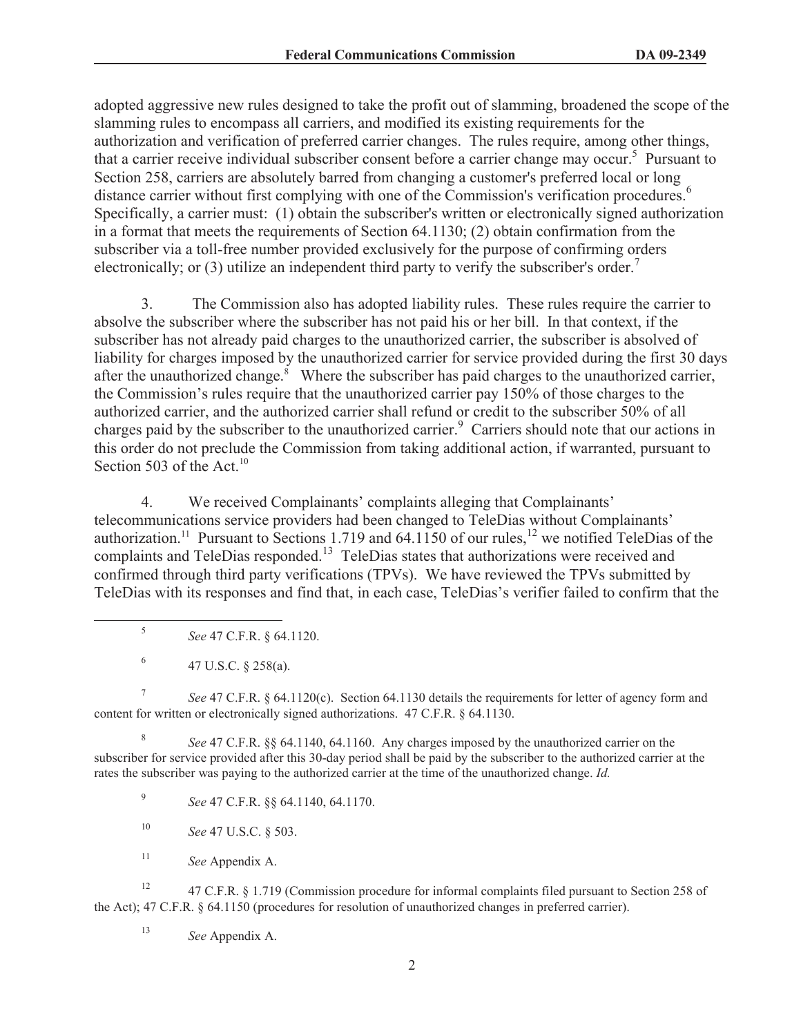adopted aggressive new rules designed to take the profit out of slamming, broadened the scope of the slamming rules to encompass all carriers, and modified its existing requirements for the authorization and verification of preferred carrier changes. The rules require, among other things, that a carrier receive individual subscriber consent before a carrier change may occur.[5] Pursuant to Section 258, carriers are absolutely barred from changing a customer's preferred local or long distance carrier without first complying with one of the Commission's verification procedures.[6] Specifically, a carrier must: (1) obtain the subscriber's written or electronically signed authorization in a format that meets the requirements of Section 64.1130; (2) obtain confirmation from the subscriber via a toll-free number provided exclusively for the purpose of confirming orders electronically; or (3) utilize an independent third party to verify the subscriber's order.[7]

3. The Commission also has adopted liability rules. These rules require the carrier to absolve the subscriber where the subscriber has not paid his or her bill. In that context, if the subscriber has not already paid charges to the unauthorized carrier, the subscriber is absolved of liability for charges imposed by the unauthorized carrier for service provided during the first 30 days after the unauthorized change.[8] Where the subscriber has paid charges to the unauthorized carrier, the Commission's rules require that the unauthorized carrier pay 150% of those charges to the authorized carrier, and the authorized carrier shall refund or credit to the subscriber 50% of all charges paid by the subscriber to the unauthorized carrier.[9] Carriers should note that our actions in this order do not preclude the Commission from taking additional action, if warranted, pursuant to Section 503 of the Act.[10]

4. We received Complainants' complaints alleging that Complainants' telecommunications service providers had been changed to TeleDias without Complainants' authorization.[11] Pursuant to Sections 1.719 and 64.1150 of our rules,[12] we notified TeleDias of the complaints and TeleDias responded.[13] TeleDias states that authorizations were received and confirmed through third party verifications (TPVs). We have reviewed the TPVs submitted by TeleDias with its responses and find that, in each case, TeleDias's verifier failed to confirm that the

---

[5] *See* 47 C.F.R. § 64.1120.

[6] 47 U.S.C. § 258(a).

[7] *See* 47 C.F.R. § 64.1120(c). Section 64.1130 details the requirements for letter of agency form and content for written or electronically signed authorizations. 47 C.F.R. § 64.1130.

[8] *See* 47 C.F.R. §§ 64.1140, 64.1160. Any charges imposed by the unauthorized carrier on the subscriber for service provided after this 30-day period shall be paid by the subscriber to the authorized carrier at the rates the subscriber was paying to the authorized carrier at the time of the unauthorized change. *Id.*

[9] *See* 47 C.F.R. §§ 64.1140, 64.1170.

[10] *See* 47 U.S.C. § 503.

[11] *See* Appendix A.

[12] 47 C.F.R. § 1.719 (Commission procedure for informal complaints filed pursuant to Section 258 of the Act); 47 C.F.R. § 64.1150 (procedures for resolution of unauthorized changes in preferred carrier).

[13] *See* Appendix A.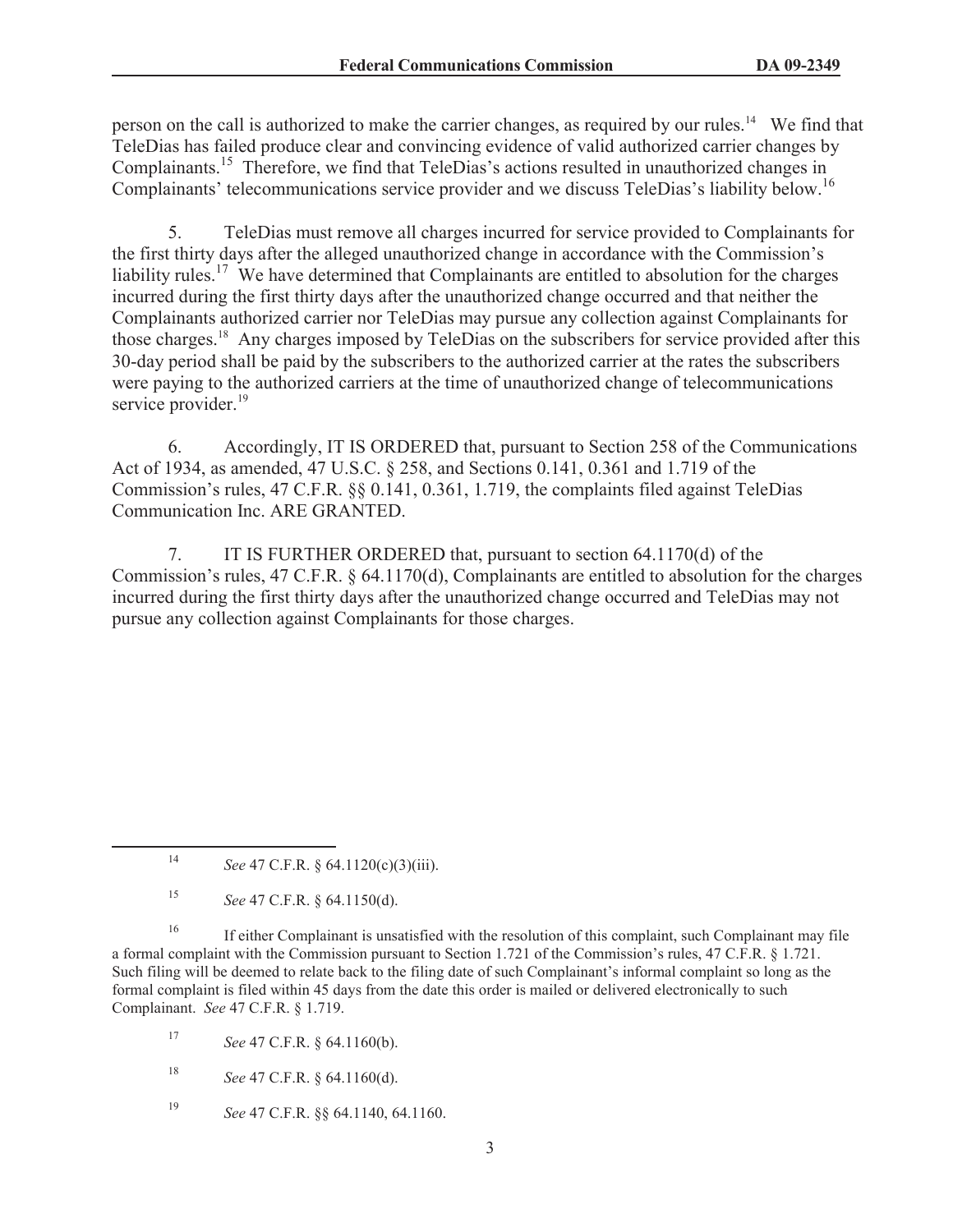person on the call is authorized to make the carrier changes, as required by our rules.[14] We find that TeleDias has failed produce clear and convincing evidence of valid authorized carrier changes by Complainants.[15] Therefore, we find that TeleDias's actions resulted in unauthorized changes in Complainants' telecommunications service provider and we discuss TeleDias's liability below.[16]

5. TeleDias must remove all charges incurred for service provided to Complainants for the first thirty days after the alleged unauthorized change in accordance with the Commission's liability rules.[17] We have determined that Complainants are entitled to absolution for the charges incurred during the first thirty days after the unauthorized change occurred and that neither the Complainants authorized carrier nor TeleDias may pursue any collection against Complainants for those charges.[18] Any charges imposed by TeleDias on the subscribers for service provided after this 30-day period shall be paid by the subscribers to the authorized carrier at the rates the subscribers were paying to the authorized carriers at the time of unauthorized change of telecommunications service provider.[19]

6. Accordingly, IT IS ORDERED that, pursuant to Section 258 of the Communications Act of 1934, as amended, 47 U.S.C. § 258, and Sections 0.141, 0.361 and 1.719 of the Commission's rules, 47 C.F.R. §§ 0.141, 0.361, 1.719, the complaints filed against TeleDias Communication Inc. ARE GRANTED.

7. IT IS FURTHER ORDERED that, pursuant to section 64.1170(d) of the Commission's rules, 47 C.F.R. § 64.1170(d), Complainants are entitled to absolution for the charges incurred during the first thirty days after the unauthorized change occurred and TeleDias may not pursue any collection against Complainants for those charges.

---

[14] *See* 47 C.F.R. § 64.1120(c)(3)(iii).

[15] *See* 47 C.F.R. § 64.1150(d).

[16] If either Complainant is unsatisfied with the resolution of this complaint, such Complainant may file a formal complaint with the Commission pursuant to Section 1.721 of the Commission's rules, 47 C.F.R. § 1.721. Such filing will be deemed to relate back to the filing date of such Complainant's informal complaint so long as the formal complaint is filed within 45 days from the date this order is mailed or delivered electronically to such Complainant. *See* 47 C.F.R. § 1.719.

[17] *See* 47 C.F.R. § 64.1160(b).

[18] *See* 47 C.F.R. § 64.1160(d).

[19] *See* 47 C.F.R. §§ 64.1140, 64.1160.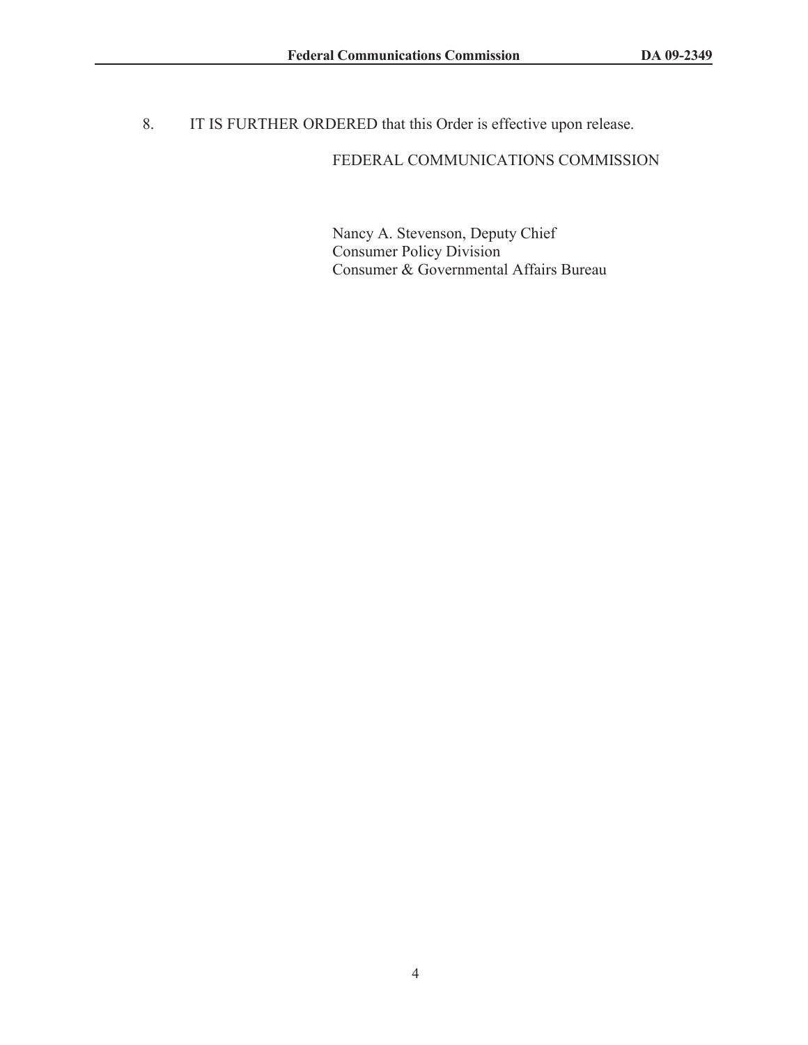8. IT IS FURTHER ORDERED that this Order is effective upon release.

FEDERAL COMMUNICATIONS COMMISSION

Nancy A. Stevenson, Deputy Chief
Consumer Policy Division
Consumer & Governmental Affairs Bureau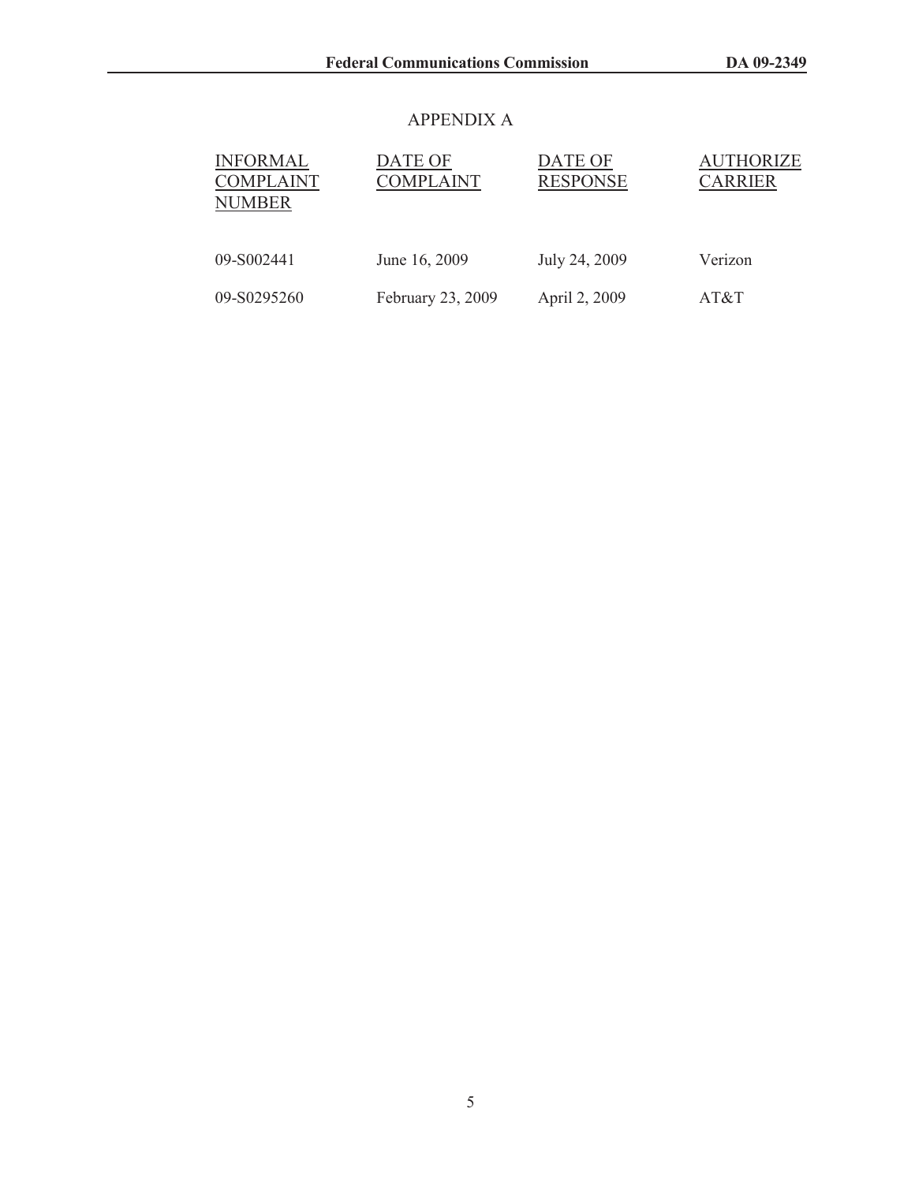## APPENDIX A

| INFORMAL COMPLAINT NUMBER | DATE OF COMPLAINT | DATE OF RESPONSE | AUTHORIZE CARRIER |
|---|---|---|---|
| 09-S002441 | June 16, 2009 | July 24, 2009 | Verizon |
| 09-S0295260 | February 23, 2009 | April 2, 2009 | AT&T |